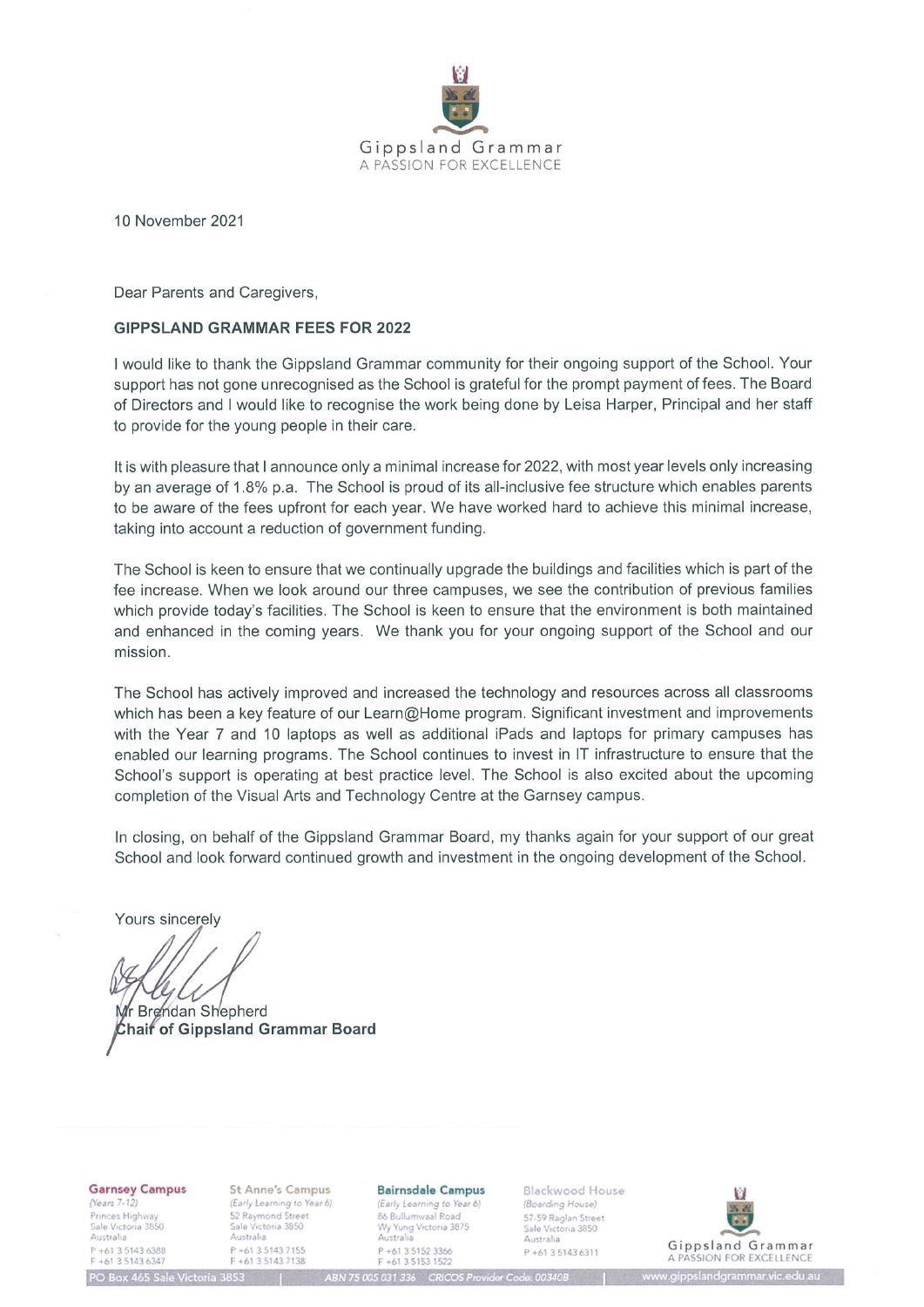Gippsland Grammar
A PASSION FOR EXCELLENCE

10 November 2021

Dear Parents and Caregivers,

**GIPPSLAND GRAMMAR FEES FOR 2022**

I would like to thank the Gippsland Grammar community for their ongoing support of the School. Your support has not gone unrecognised as the School is grateful for the prompt payment of fees. The Board of Directors and I would like to recognise the work being done by Leisa Harper, Principal and her staff to provide for the young people in their care.

It is with pleasure that I announce only a minimal increase for 2022, with most year levels only increasing by an average of 1.8% p.a. The School is proud of its all-inclusive fee structure which enables parents to be aware of the fees upfront for each year. We have worked hard to achieve this minimal increase, taking into account a reduction of government funding.

The School is keen to ensure that we continually upgrade the buildings and facilities which is part of the fee increase. When we look around our three campuses, we see the contribution of previous families which provide today's facilities. The School is keen to ensure that the environment is both maintained and enhanced in the coming years. We thank you for your ongoing support of the School and our mission.

The School has actively improved and increased the technology and resources across all classrooms which has been a key feature of our Learn@Home program. Significant investment and improvements with the Year 7 and 10 laptops as well as additional iPads and laptops for primary campuses has enabled our learning programs. The School continues to invest in IT infrastructure to ensure that the School's support is operating at best practice level. The School is also excited about the upcoming completion of the Visual Arts and Technology Centre at the Garnsey campus.

In closing, on behalf of the Gippsland Grammar Board, my thanks again for your support of our great School and look forward continued growth and investment in the ongoing development of the School.

Yours sincerely

Mr Brendan Shepherd
**Chair of Gippsland Grammar Board**

**Garnsey Campus**
*(Years 7-12)*
Princes Highway
Sale Victoria 3850
Australia
P +61 3 5143 6388
F +61 3 5143 6347

**St Anne's Campus**
*(Early Learning to Year 6)*
52 Raymond Street
Sale Victoria 3850
Australia
P +61 3 5143 7155
F +61 3 5143 7138

**Bairnsdale Campus**
*(Early Learning to Year 6)*
86 Bullumwaal Road
Wy Yung Victoria 3875
Australia
P +61 3 5152 3366
F +61 3 5153 1522

**Blackwood House**
*(Boarding House)*
57-59 Raglan Street
Sale Victoria 3850
Australia
P +61 3 5143 6311

PO Box 465 Sale Victoria 3853 | ABN 75 005 031 336 CRICOS Provider Code: 00340B | www.gippslandgrammar.vic.edu.au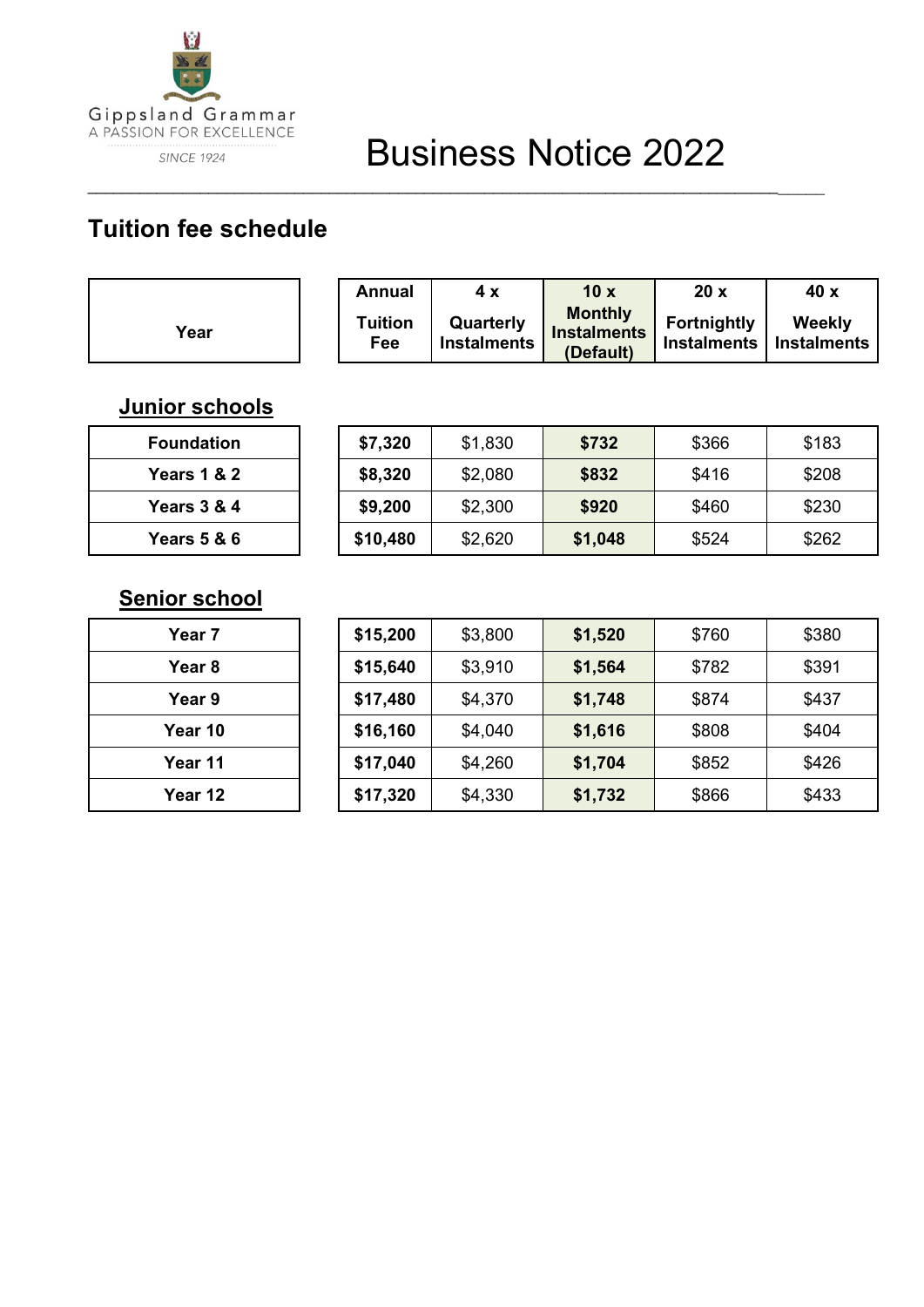Gippsland Grammar
A PASSION FOR EXCELLENCE
SINCE 1924

# Business Notice 2022

## Tuition fee schedule

| Year | Annual Tuition Fee | 4 x Quarterly Instalments | 10 x Monthly Instalments (Default) | 20 x Fortnightly Instalments | 40 x Weekly Instalments |
|---|---|---|---|---|---|
| **Junior schools** | | | | | |
| **Foundation** | **$7,320** | $1,830 | **$732** | $366 | $183 |
| **Years 1 & 2** | **$8,320** | $2,080 | **$832** | $416 | $208 |
| **Years 3 & 4** | **$9,200** | $2,300 | **$920** | $460 | $230 |
| **Years 5 & 6** | **$10,480** | $2,620 | **$1,048** | $524 | $262 |
| **Senior school** | | | | | |
| **Year 7** | **$15,200** | $3,800 | **$1,520** | $760 | $380 |
| **Year 8** | **$15,640** | $3,910 | **$1,564** | $782 | $391 |
| **Year 9** | **$17,480** | $4,370 | **$1,748** | $874 | $437 |
| **Year 10** | **$16,160** | $4,040 | **$1,616** | $808 | $404 |
| **Year 11** | **$17,040** | $4,260 | **$1,704** | $852 | $426 |
| **Year 12** | **$17,320** | $4,330 | **$1,732** | $866 | $433 |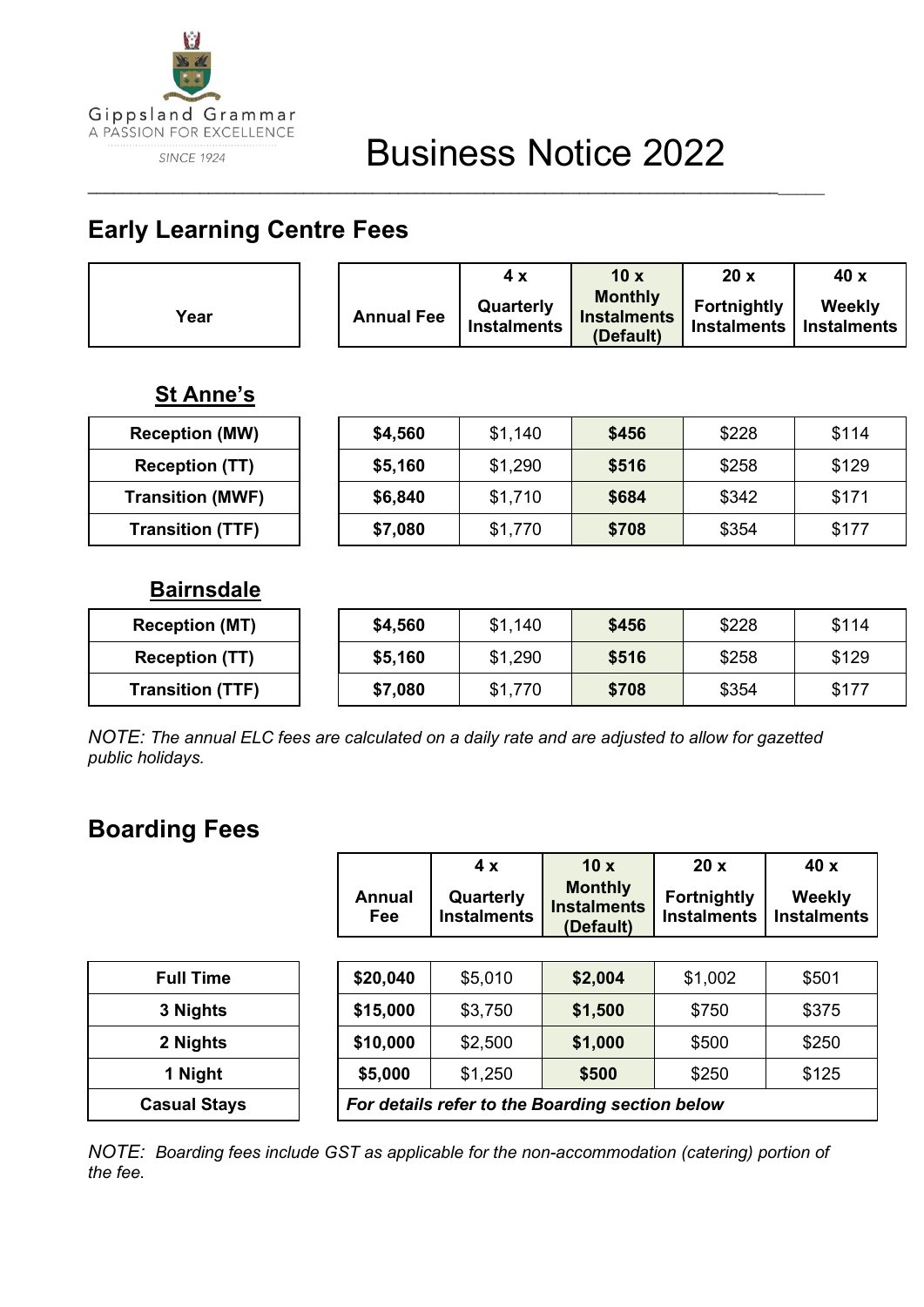Gippsland Grammar
A PASSION FOR EXCELLENCE
SINCE 1924

# Business Notice 2022

## Early Learning Centre Fees

| Year | Annual Fee | 4 x Quarterly Instalments | 10 x Monthly Instalments (Default) | 20 x Fortnightly Instalments | 40 x Weekly Instalments |
|---|---|---|---|---|---|
| **St Anne's** | | | | | |
| **Reception (MW)** | **$4,560** | $1,140 | **$456** | $228 | $114 |
| **Reception (TT)** | **$5,160** | $1,290 | **$516** | $258 | $129 |
| **Transition (MWF)** | **$6,840** | $1,710 | **$684** | $342 | $171 |
| **Transition (TTF)** | **$7,080** | $1,770 | **$708** | $354 | $177 |
| **Bairnsdale** | | | | | |
| **Reception (MT)** | **$4,560** | $1,140 | **$456** | $228 | $114 |
| **Reception (TT)** | **$5,160** | $1,290 | **$516** | $258 | $129 |
| **Transition (TTF)** | **$7,080** | $1,770 | **$708** | $354 | $177 |

*NOTE: The annual ELC fees are calculated on a daily rate and are adjusted to allow for gazetted public holidays.*

## Boarding Fees

| | Annual Fee | 4 x Quarterly Instalments | 10 x Monthly Instalments (Default) | 20 x Fortnightly Instalments | 40 x Weekly Instalments |
|---|---|---|---|---|---|
| **Full Time** | **$20,040** | $5,010 | **$2,004** | $1,002 | $501 |
| **3 Nights** | **$15,000** | $3,750 | **$1,500** | $750 | $375 |
| **2 Nights** | **$10,000** | $2,500 | **$1,000** | $500 | $250 |
| **1 Night** | **$5,000** | $1,250 | **$500** | $250 | $125 |
| **Casual Stays** | ***For details refer to the Boarding section below*** | | | | |

*NOTE: Boarding fees include GST as applicable for the non-accommodation (catering) portion of the fee.*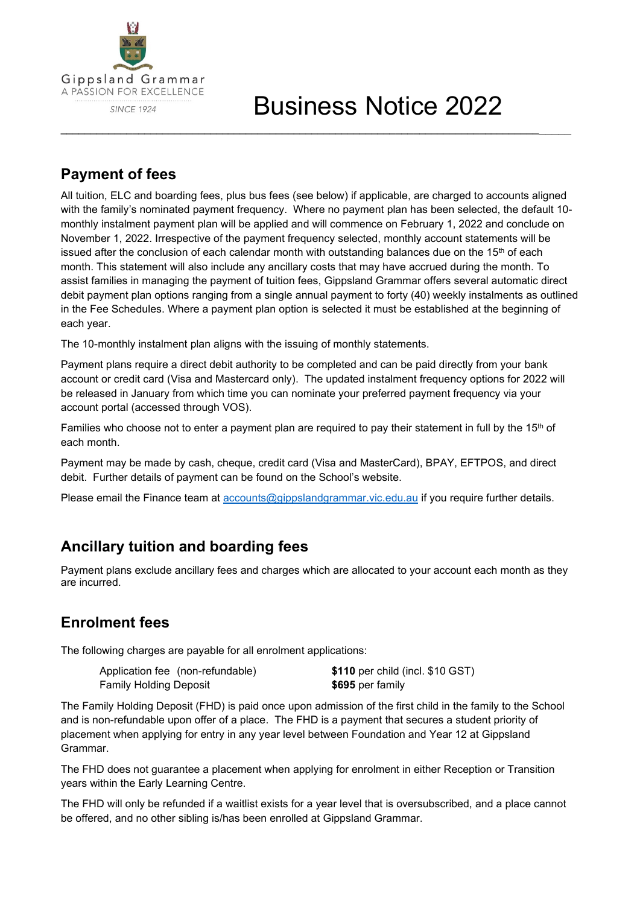Gippsland Grammar
A PASSION FOR EXCELLENCE
SINCE 1924

# Business Notice 2022

## Payment of fees

All tuition, ELC and boarding fees, plus bus fees (see below) if applicable, are charged to accounts aligned with the family's nominated payment frequency. Where no payment plan has been selected, the default 10-monthly instalment payment plan will be applied and will commence on February 1, 2022 and conclude on November 1, 2022. Irrespective of the payment frequency selected, monthly account statements will be issued after the conclusion of each calendar month with outstanding balances due on the 15th of each month. This statement will also include any ancillary costs that may have accrued during the month. To assist families in managing the payment of tuition fees, Gippsland Grammar offers several automatic direct debit payment plan options ranging from a single annual payment to forty (40) weekly instalments as outlined in the Fee Schedules. Where a payment plan option is selected it must be established at the beginning of each year.

The 10-monthly instalment plan aligns with the issuing of monthly statements.

Payment plans require a direct debit authority to be completed and can be paid directly from your bank account or credit card (Visa and Mastercard only). The updated instalment frequency options for 2022 will be released in January from which time you can nominate your preferred payment frequency via your account portal (accessed through VOS).

Families who choose not to enter a payment plan are required to pay their statement in full by the 15th of each month.

Payment may be made by cash, cheque, credit card (Visa and MasterCard), BPAY, EFTPOS, and direct debit. Further details of payment can be found on the School's website.

Please email the Finance team at accounts@gippslandgrammar.vic.edu.au if you require further details.

## Ancillary tuition and boarding fees

Payment plans exclude ancillary fees and charges which are allocated to your account each month as they are incurred.

## Enrolment fees

The following charges are payable for all enrolment applications:

| | |
|---|---|
| Application fee (non-refundable) | **$110** per child (incl. $10 GST) |
| Family Holding Deposit | **$695** per family |

The Family Holding Deposit (FHD) is paid once upon admission of the first child in the family to the School and is non-refundable upon offer of a place. The FHD is a payment that secures a student priority of placement when applying for entry in any year level between Foundation and Year 12 at Gippsland Grammar.

The FHD does not guarantee a placement when applying for enrolment in either Reception or Transition years within the Early Learning Centre.

The FHD will only be refunded if a waitlist exists for a year level that is oversubscribed, and a place cannot be offered, and no other sibling is/has been enrolled at Gippsland Grammar.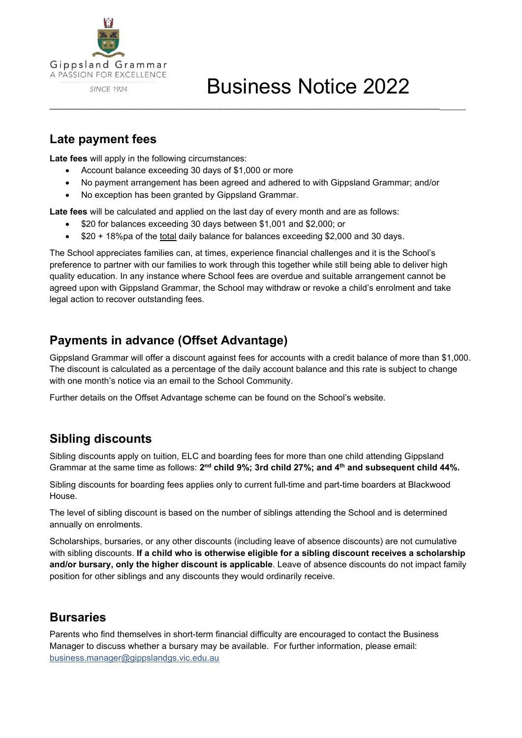Gippsland Grammar
A PASSION FOR EXCELLENCE
SINCE 1924

# Business Notice 2022

## Late payment fees

**Late fees** will apply in the following circumstances:

- Account balance exceeding 30 days of $1,000 or more
- No payment arrangement has been agreed and adhered to with Gippsland Grammar; and/or
- No exception has been granted by Gippsland Grammar.

**Late fees** will be calculated and applied on the last day of every month and are as follows:

- $20 for balances exceeding 30 days between $1,001 and $2,000; or
- $20 + 18%pa of the total daily balance for balances exceeding $2,000 and 30 days.

The School appreciates families can, at times, experience financial challenges and it is the School's preference to partner with our families to work through this together while still being able to deliver high quality education. In any instance where School fees are overdue and suitable arrangement cannot be agreed upon with Gippsland Grammar, the School may withdraw or revoke a child's enrolment and take legal action to recover outstanding fees.

## Payments in advance (Offset Advantage)

Gippsland Grammar will offer a discount against fees for accounts with a credit balance of more than $1,000. The discount is calculated as a percentage of the daily account balance and this rate is subject to change with one month's notice via an email to the School Community.

Further details on the Offset Advantage scheme can be found on the School's website.

## Sibling discounts

Sibling discounts apply on tuition, ELC and boarding fees for more than one child attending Gippsland Grammar at the same time as follows: **2nd child 9%; 3rd child 27%; and 4th and subsequent child 44%.**

Sibling discounts for boarding fees applies only to current full-time and part-time boarders at Blackwood House.

The level of sibling discount is based on the number of siblings attending the School and is determined annually on enrolments.

Scholarships, bursaries, or any other discounts (including leave of absence discounts) are not cumulative with sibling discounts. **If a child who is otherwise eligible for a sibling discount receives a scholarship and/or bursary, only the higher discount is applicable**. Leave of absence discounts do not impact family position for other siblings and any discounts they would ordinarily receive.

## Bursaries

Parents who find themselves in short-term financial difficulty are encouraged to contact the Business Manager to discuss whether a bursary may be available. For further information, please email: business.manager@gippslandgs.vic.edu.au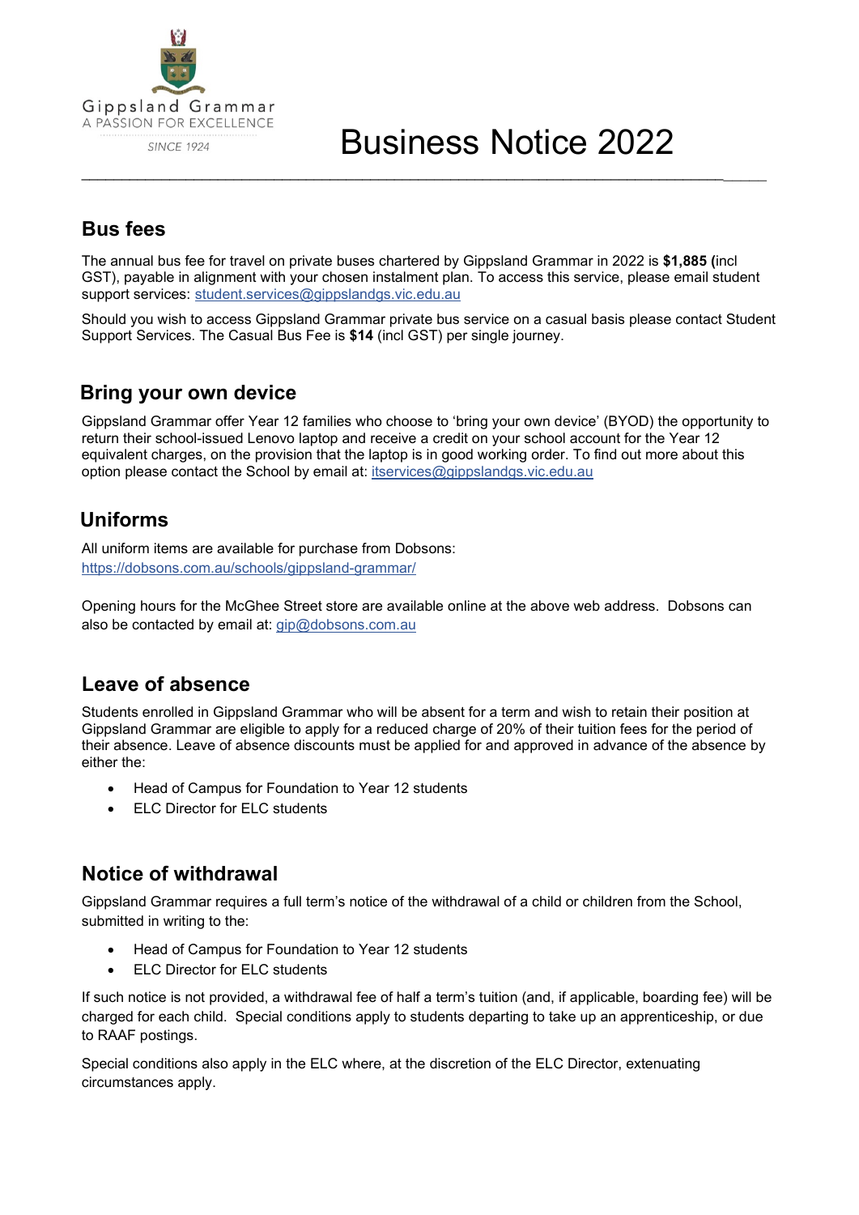Gippsland Grammar
A PASSION FOR EXCELLENCE
SINCE 1924

# Business Notice 2022

## Bus fees

The annual bus fee for travel on private buses chartered by Gippsland Grammar in 2022 is **$1,885 (**incl GST), payable in alignment with your chosen instalment plan. To access this service, please email student support services: student.services@gippslandgs.vic.edu.au

Should you wish to access Gippsland Grammar private bus service on a casual basis please contact Student Support Services. The Casual Bus Fee is **$14** (incl GST) per single journey.

## Bring your own device

Gippsland Grammar offer Year 12 families who choose to 'bring your own device' (BYOD) the opportunity to return their school-issued Lenovo laptop and receive a credit on your school account for the Year 12 equivalent charges, on the provision that the laptop is in good working order. To find out more about this option please contact the School by email at: itservices@gippslandgs.vic.edu.au

## Uniforms

All uniform items are available for purchase from Dobsons:
https://dobsons.com.au/schools/gippsland-grammar/

Opening hours for the McGhee Street store are available online at the above web address. Dobsons can also be contacted by email at: gip@dobsons.com.au

## Leave of absence

Students enrolled in Gippsland Grammar who will be absent for a term and wish to retain their position at Gippsland Grammar are eligible to apply for a reduced charge of 20% of their tuition fees for the period of their absence. Leave of absence discounts must be applied for and approved in advance of the absence by either the:

- Head of Campus for Foundation to Year 12 students
- ELC Director for ELC students

## Notice of withdrawal

Gippsland Grammar requires a full term's notice of the withdrawal of a child or children from the School, submitted in writing to the:

- Head of Campus for Foundation to Year 12 students
- ELC Director for ELC students

If such notice is not provided, a withdrawal fee of half a term's tuition (and, if applicable, boarding fee) will be charged for each child. Special conditions apply to students departing to take up an apprenticeship, or due to RAAF postings.

Special conditions also apply in the ELC where, at the discretion of the ELC Director, extenuating circumstances apply.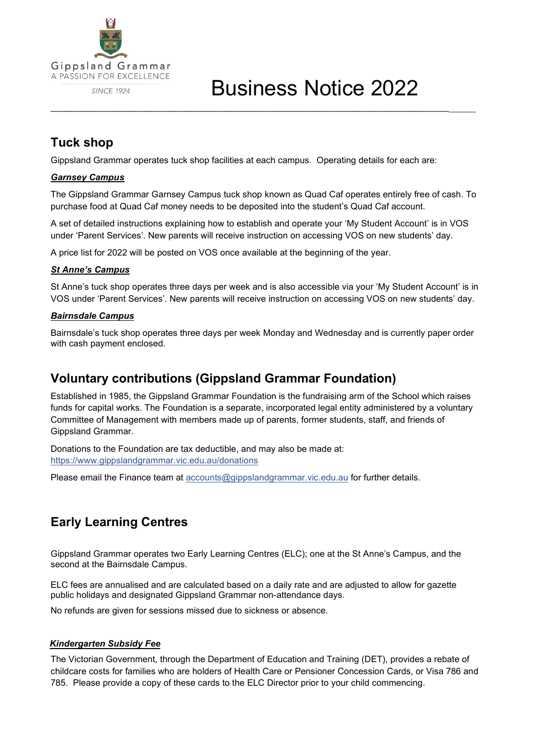Gippsland Grammar
A PASSION FOR EXCELLENCE
SINCE 1924

# Business Notice 2022

## Tuck shop

Gippsland Grammar operates tuck shop facilities at each campus. Operating details for each are:

***Garnsey Campus***

The Gippsland Grammar Garnsey Campus tuck shop known as Quad Caf operates entirely free of cash. To purchase food at Quad Caf money needs to be deposited into the student's Quad Caf account.

A set of detailed instructions explaining how to establish and operate your 'My Student Account' is in VOS under 'Parent Services'. New parents will receive instruction on accessing VOS on new students' day.

A price list for 2022 will be posted on VOS once available at the beginning of the year.

***St Anne's Campus***

St Anne's tuck shop operates three days per week and is also accessible via your 'My Student Account' is in VOS under 'Parent Services'. New parents will receive instruction on accessing VOS on new students' day.

***Bairnsdale Campus***

Bairnsdale's tuck shop operates three days per week Monday and Wednesday and is currently paper order with cash payment enclosed.

## Voluntary contributions (Gippsland Grammar Foundation)

Established in 1985, the Gippsland Grammar Foundation is the fundraising arm of the School which raises funds for capital works. The Foundation is a separate, incorporated legal entity administered by a voluntary Committee of Management with members made up of parents, former students, staff, and friends of Gippsland Grammar.

Donations to the Foundation are tax deductible, and may also be made at: https://www.gippslandgrammar.vic.edu.au/donations

Please email the Finance team at accounts@gippslandgrammar.vic.edu.au for further details.

## Early Learning Centres

Gippsland Grammar operates two Early Learning Centres (ELC); one at the St Anne's Campus, and the second at the Bairnsdale Campus.

ELC fees are annualised and are calculated based on a daily rate and are adjusted to allow for gazette public holidays and designated Gippsland Grammar non-attendance days.

No refunds are given for sessions missed due to sickness or absence.

***Kindergarten Subsidy Fee***

The Victorian Government, through the Department of Education and Training (DET), provides a rebate of childcare costs for families who are holders of Health Care or Pensioner Concession Cards, or Visa 786 and 785. Please provide a copy of these cards to the ELC Director prior to your child commencing.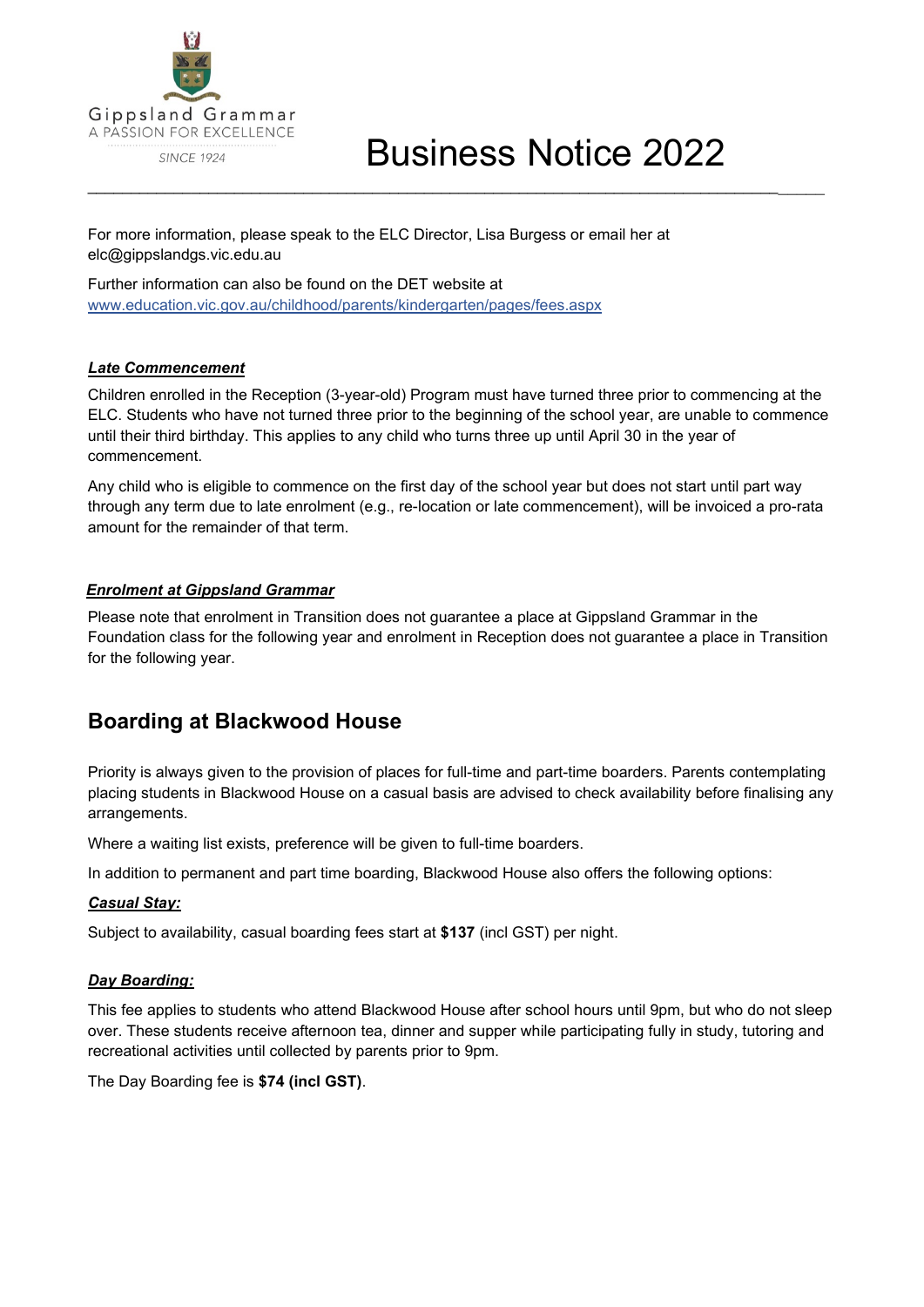For more information, please speak to the ELC Director, Lisa Burgess or email her at elc@gippslandgs.vic.edu.au

Further information can also be found on the DET website at [www.education.vic.gov.au/childhood/parents/kindergarten/pages/fees.aspx](www.education.vic.gov.au/childhood/parents/kindergarten/pages/fees.aspx)

***Late Commencement***

Children enrolled in the Reception (3-year-old) Program must have turned three prior to commencing at the ELC. Students who have not turned three prior to the beginning of the school year, are unable to commence until their third birthday. This applies to any child who turns three up until April 30 in the year of commencement.

Any child who is eligible to commence on the first day of the school year but does not start until part way through any term due to late enrolment (e.g., re-location or late commencement), will be invoiced a pro-rata amount for the remainder of that term.

***Enrolment at Gippsland Grammar***

Please note that enrolment in Transition does not guarantee a place at Gippsland Grammar in the Foundation class for the following year and enrolment in Reception does not guarantee a place in Transition for the following year.

## Boarding at Blackwood House

Priority is always given to the provision of places for full-time and part-time boarders. Parents contemplating placing students in Blackwood House on a casual basis are advised to check availability before finalising any arrangements.

Where a waiting list exists, preference will be given to full-time boarders.

In addition to permanent and part time boarding, Blackwood House also offers the following options:

***Casual Stay:***

Subject to availability, casual boarding fees start at **$137** (incl GST) per night.

***Day Boarding:***

This fee applies to students who attend Blackwood House after school hours until 9pm, but who do not sleep over. These students receive afternoon tea, dinner and supper while participating fully in study, tutoring and recreational activities until collected by parents prior to 9pm.

The Day Boarding fee is **$74 (incl GST)**.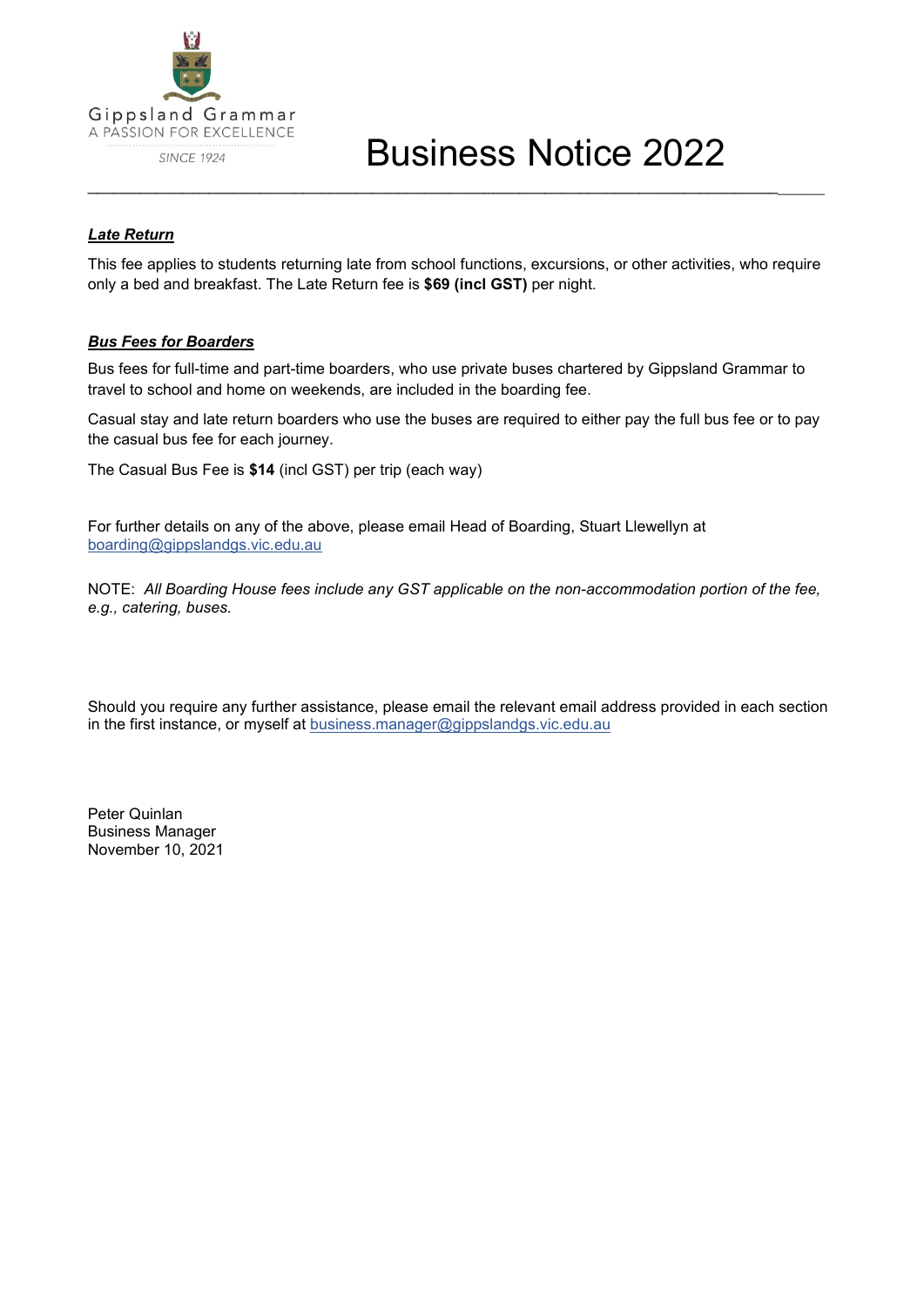Gippsland Grammar
A PASSION FOR EXCELLENCE
SINCE 1924

# Business Notice 2022

---

***Late Return***

This fee applies to students returning late from school functions, excursions, or other activities, who require only a bed and breakfast. The Late Return fee is **$69 (incl GST)** per night.

***Bus Fees for Boarders***

Bus fees for full-time and part-time boarders, who use private buses chartered by Gippsland Grammar to travel to school and home on weekends, are included in the boarding fee.

Casual stay and late return boarders who use the buses are required to either pay the full bus fee or to pay the casual bus fee for each journey.

The Casual Bus Fee is **$14** (incl GST) per trip (each way)

For further details on any of the above, please email Head of Boarding, Stuart Llewellyn at boarding@gippslandgs.vic.edu.au

NOTE: *All Boarding House fees include any GST applicable on the non-accommodation portion of the fee, e.g., catering, buses.*

Should you require any further assistance, please email the relevant email address provided in each section in the first instance, or myself at business.manager@gippslandgs.vic.edu.au

Peter Quinlan
Business Manager
November 10, 2021